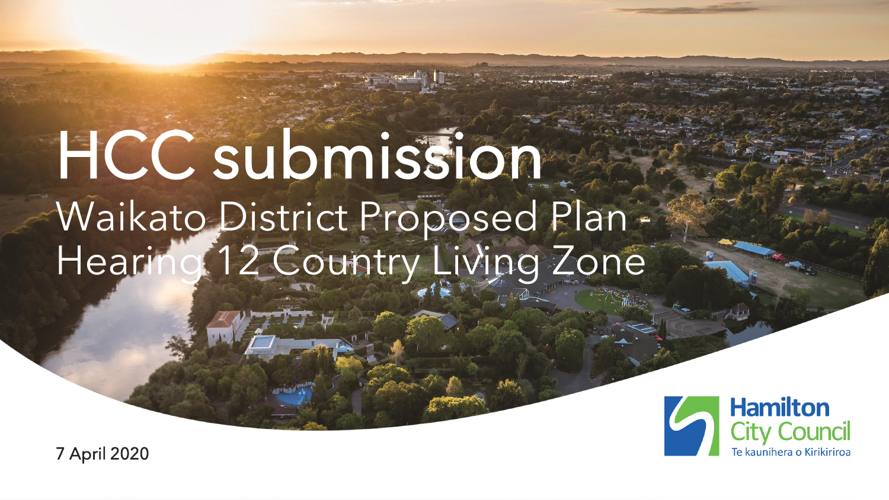# HCC submission

## Waikato District Proposed Plan - Hearing 12 Country Living Zone

Hamilton City Council
Te kaunihera o Kirikiriroa

7 April 2020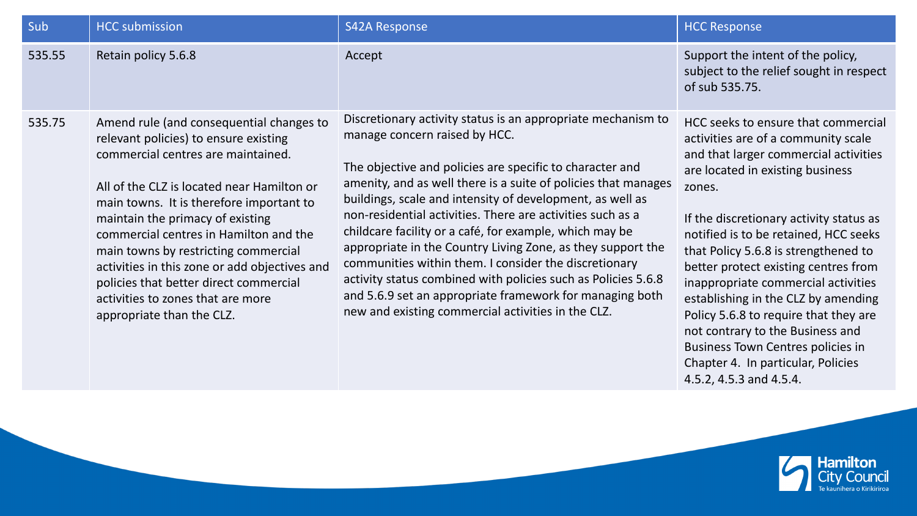| Sub | HCC submission | S42A Response | HCC Response |
|---|---|---|---|
| 535.55 | Retain policy 5.6.8 | Accept | Support the intent of the policy, subject to the relief sought in respect of sub 535.75. |
| 535.75 | Amend rule (and consequential changes to relevant policies) to ensure existing commercial centres are maintained.<br><br>All of the CLZ is located near Hamilton or main towns. It is therefore important to maintain the primacy of existing commercial centres in Hamilton and the main towns by restricting commercial activities in this zone or add objectives and policies that better direct commercial activities to zones that are more appropriate than the CLZ. | Discretionary activity status is an appropriate mechanism to manage concern raised by HCC.<br><br>The objective and policies are specific to character and amenity, and as well there is a suite of policies that manages buildings, scale and intensity of development, as well as non-residential activities. There are activities such as a childcare facility or a café, for example, which may be appropriate in the Country Living Zone, as they support the communities within them. I consider the discretionary activity status combined with policies such as Policies 5.6.8 and 5.6.9 set an appropriate framework for managing both new and existing commercial activities in the CLZ. | HCC seeks to ensure that commercial activities are of a community scale and that larger commercial activities are located in existing business zones.<br><br>If the discretionary activity status as notified is to be retained, HCC seeks that Policy 5.6.8 is strengthened to better protect existing centres from inappropriate commercial activities establishing in the CLZ by amending Policy 5.6.8 to require that they are not contrary to the Business and Business Town Centres policies in Chapter 4. In particular, Policies 4.5.2, 4.5.3 and 4.5.4. |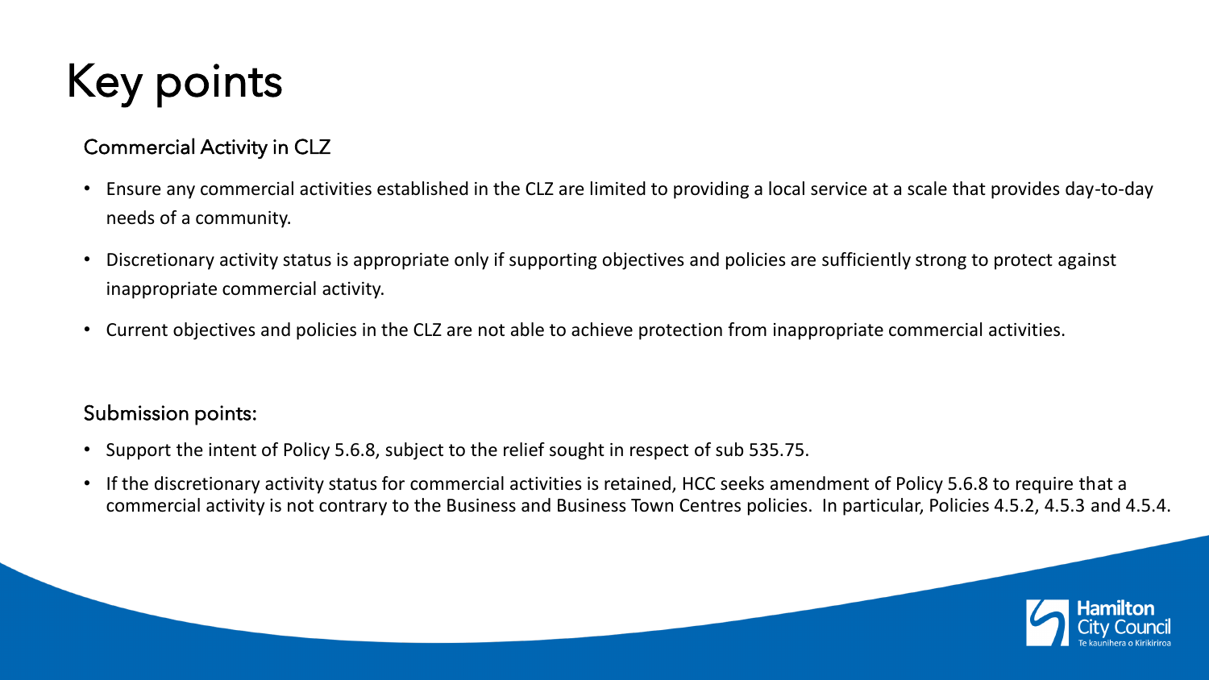# Key points

## Commercial Activity in CLZ

- Ensure any commercial activities established in the CLZ are limited to providing a local service at a scale that provides day-to-day needs of a community.
- Discretionary activity status is appropriate only if supporting objectives and policies are sufficiently strong to protect against inappropriate commercial activity.
- Current objectives and policies in the CLZ are not able to achieve protection from inappropriate commercial activities.

## Submission points:

- Support the intent of Policy 5.6.8, subject to the relief sought in respect of sub 535.75.
- If the discretionary activity status for commercial activities is retained, HCC seeks amendment of Policy 5.6.8 to require that a commercial activity is not contrary to the Business and Business Town Centres policies. In particular, Policies 4.5.2, 4.5.3 and 4.5.4.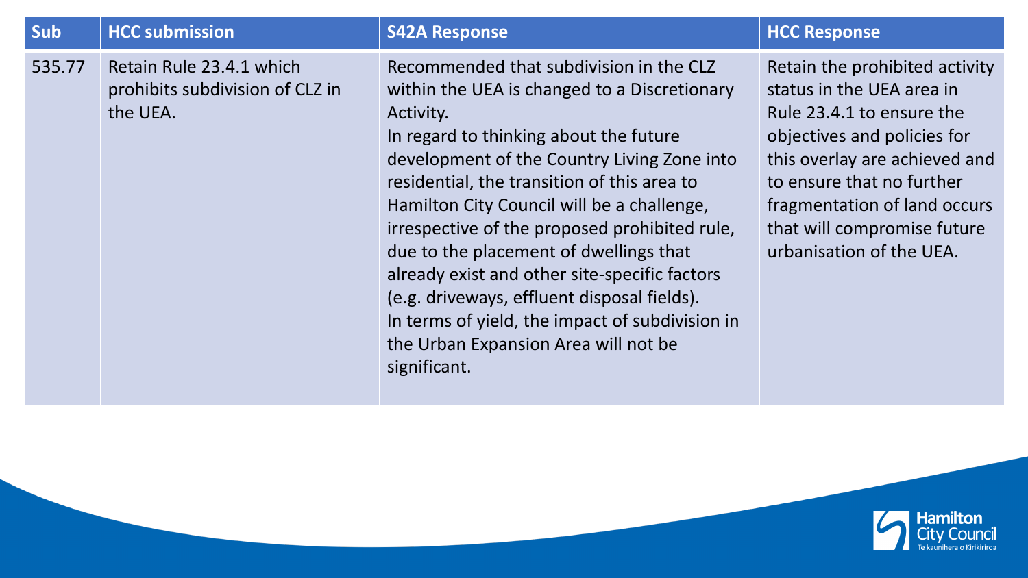| Sub | HCC submission | S42A Response | HCC Response |
|---|---|---|---|
| 535.77 | Retain Rule 23.4.1 which prohibits subdivision of CLZ in the UEA. | Recommended that subdivision in the CLZ within the UEA is changed to a Discretionary Activity.<br>In regard to thinking about the future development of the Country Living Zone into residential, the transition of this area to Hamilton City Council will be a challenge, irrespective of the proposed prohibited rule, due to the placement of dwellings that already exist and other site-specific factors (e.g. driveways, effluent disposal fields).<br>In terms of yield, the impact of subdivision in the Urban Expansion Area will not be significant. | Retain the prohibited activity status in the UEA area in Rule 23.4.1 to ensure the objectives and policies for this overlay are achieved and to ensure that no further fragmentation of land occurs that will compromise future urbanisation of the UEA. |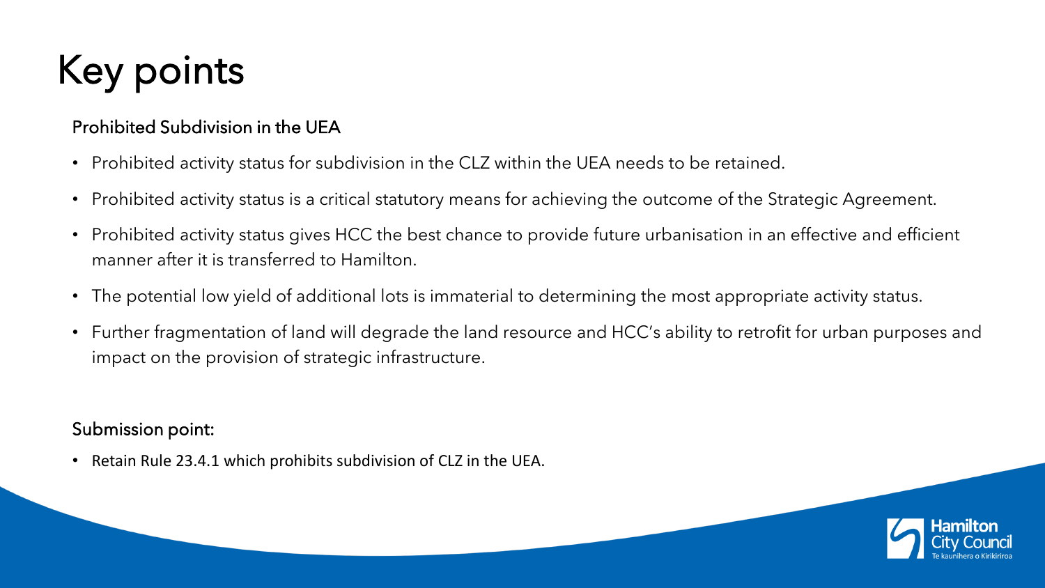# Key points

### Prohibited Subdivision in the UEA

- Prohibited activity status for subdivision in the CLZ within the UEA needs to be retained.
- Prohibited activity status is a critical statutory means for achieving the outcome of the Strategic Agreement.
- Prohibited activity status gives HCC the best chance to provide future urbanisation in an effective and efficient manner after it is transferred to Hamilton.
- The potential low yield of additional lots is immaterial to determining the most appropriate activity status.
- Further fragmentation of land will degrade the land resource and HCC's ability to retrofit for urban purposes and impact on the provision of strategic infrastructure.

### Submission point:

- Retain Rule 23.4.1 which prohibits subdivision of CLZ in the UEA.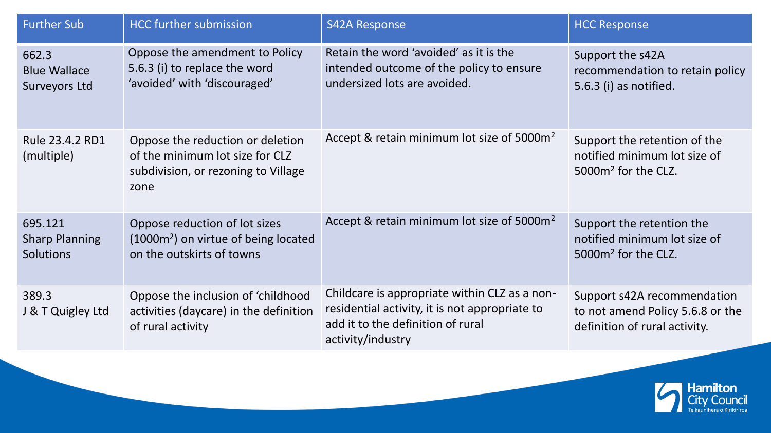| Further Sub | HCC further submission | S42A Response | HCC Response |
|---|---|---|---|
| 662.3 Blue Wallace Surveyors Ltd | Oppose the amendment to Policy 5.6.3 (i) to replace the word 'avoided' with 'discouraged' | Retain the word 'avoided' as it is the intended outcome of the policy to ensure undersized lots are avoided. | Support the s42A recommendation to retain policy 5.6.3 (i) as notified. |
| Rule 23.4.2 RD1 (multiple) | Oppose the reduction or deletion of the minimum lot size for CLZ subdivision, or rezoning to Village zone | Accept & retain minimum lot size of 5000m$^2$ | Support the retention of the notified minimum lot size of 5000m$^2$ for the CLZ. |
| 695.121 Sharp Planning Solutions | Oppose reduction of lot sizes (1000m$^2$) on virtue of being located on the outskirts of towns | Accept & retain minimum lot size of 5000m$^2$ | Support the retention the notified minimum lot size of 5000m$^2$ for the CLZ. |
| 389.3 J & T Quigley Ltd | Oppose the inclusion of 'childhood activities (daycare) in the definition of rural activity | Childcare is appropriate within CLZ as a non-residential activity, it is not appropriate to add it to the definition of rural activity/industry | Support s42A recommendation to not amend Policy 5.6.8 or the definition of rural activity. |

Hamilton City Council
Te kaunihera o Kirikiriroa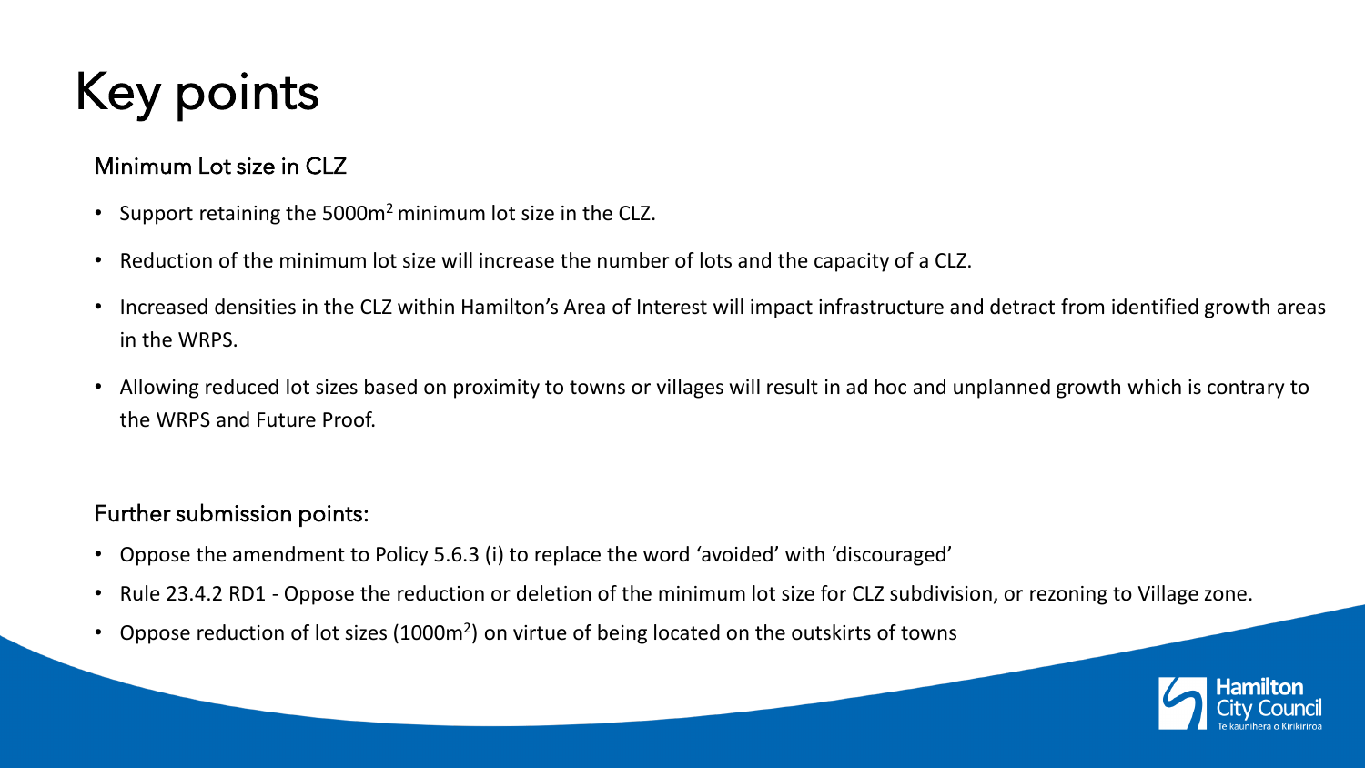# Key points

## Minimum Lot size in CLZ

- Support retaining the 5000m$^2$ minimum lot size in the CLZ.
- Reduction of the minimum lot size will increase the number of lots and the capacity of a CLZ.
- Increased densities in the CLZ within Hamilton's Area of Interest will impact infrastructure and detract from identified growth areas in the WRPS.
- Allowing reduced lot sizes based on proximity to towns or villages will result in ad hoc and unplanned growth which is contrary to the WRPS and Future Proof.

## Further submission points:

- Oppose the amendment to Policy 5.6.3 (i) to replace the word 'avoided' with 'discouraged'
- Rule 23.4.2 RD1 - Oppose the reduction or deletion of the minimum lot size for CLZ subdivision, or rezoning to Village zone.
- Oppose reduction of lot sizes (1000m$^2$) on virtue of being located on the outskirts of towns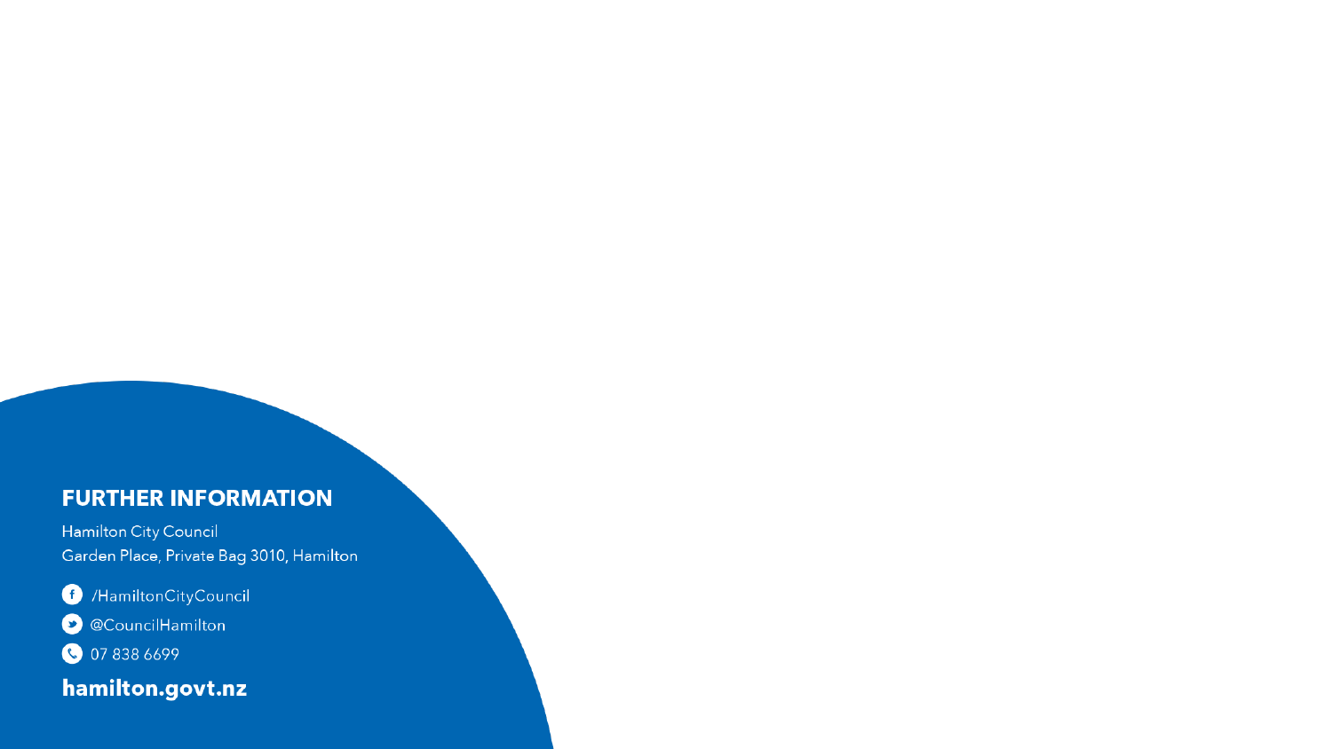## FURTHER INFORMATION

Hamilton City Council
Garden Place, Private Bag 3010, Hamilton

/HamiltonCityCouncil

@CouncilHamilton

07 838 6699

**hamilton.govt.nz**